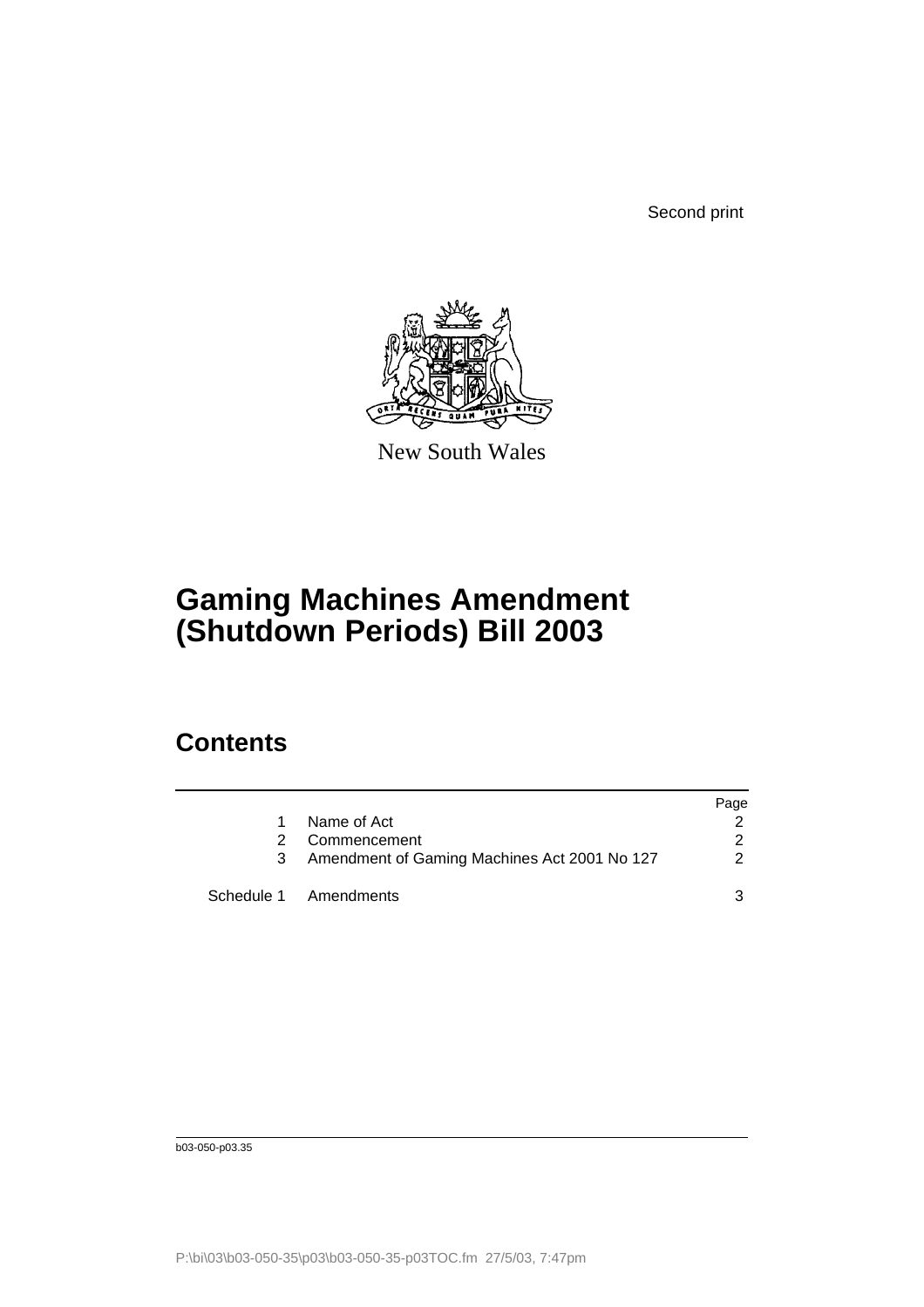Second print

New South Wales

# Gaming Machines Amendment (Shutdown Periods) Bill 2003

## Contents

| | | Page |
|---|---|---|
| 1 | Name of Act | 2 |
| 2 | Commencement | 2 |
| 3 | Amendment of Gaming Machines Act 2001 No 127 | 2 |
| Schedule 1 | Amendments | 3 |

b03-050-p03.35

P:\bi\03\b03-050-35\p03\b03-050-35-p03TOC.fm 27/5/03, 7:47pm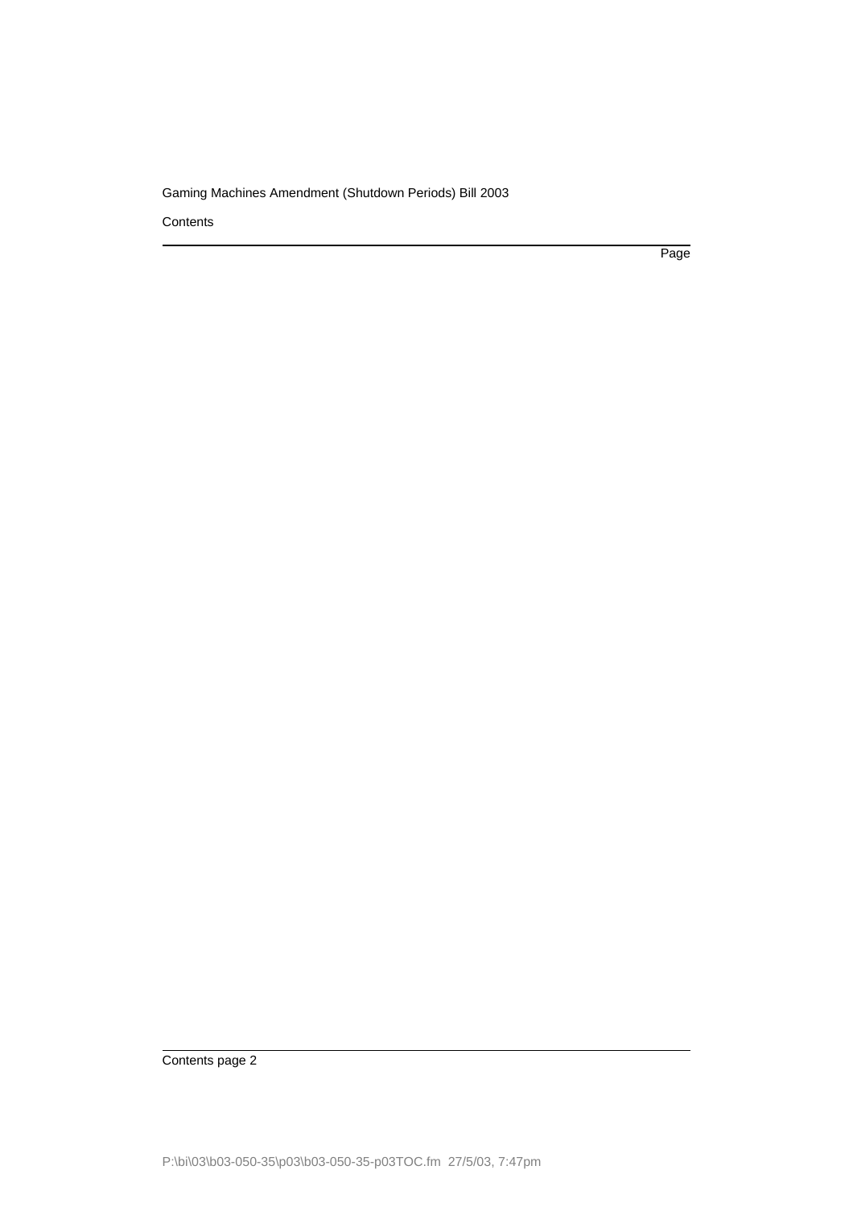Contents

Page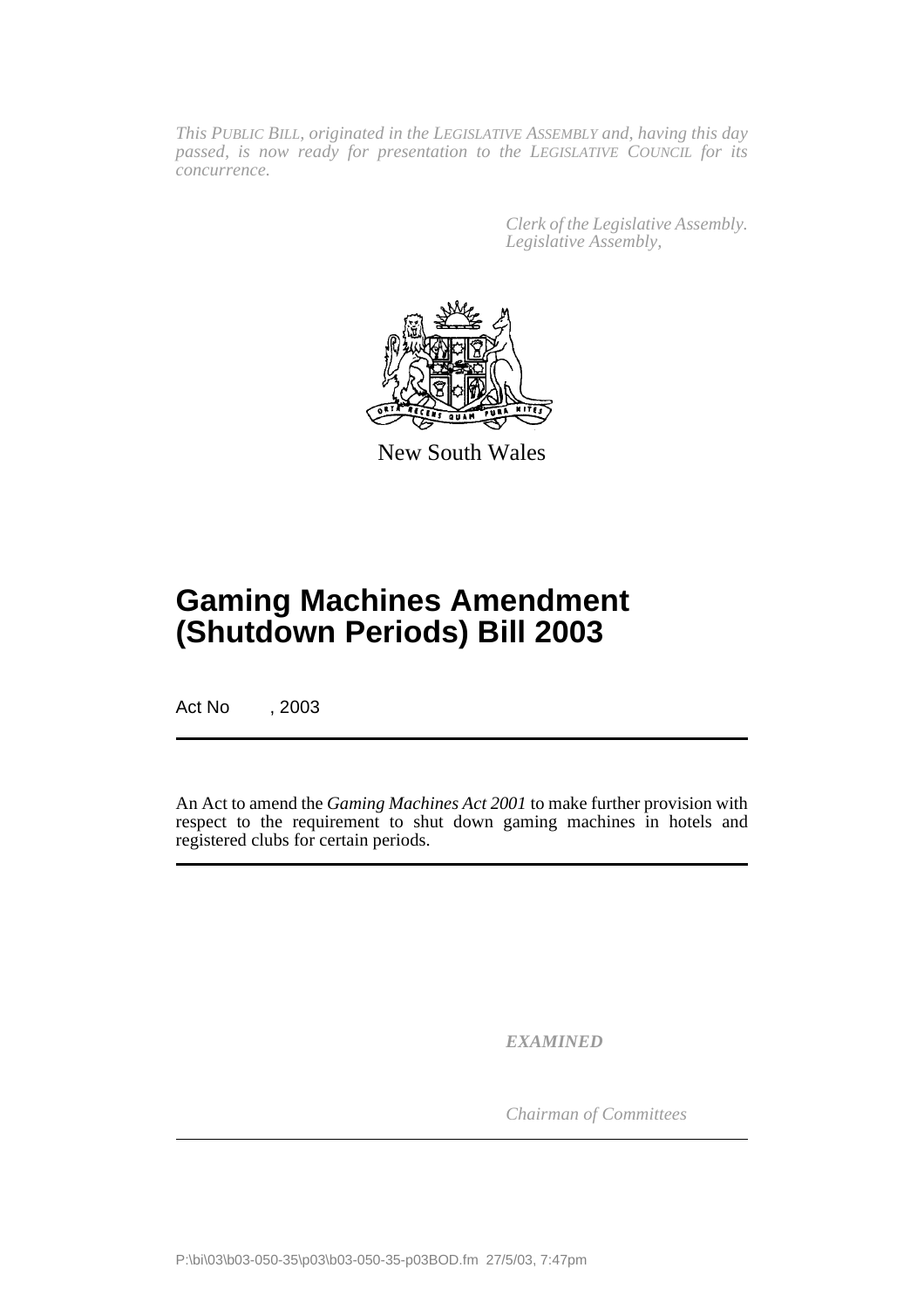*This PUBLIC BILL, originated in the LEGISLATIVE ASSEMBLY and, having this day passed, is now ready for presentation to the LEGISLATIVE COUNCIL for its concurrence.*

*Clerk of the Legislative Assembly.*
*Legislative Assembly,*

New South Wales

# Gaming Machines Amendment (Shutdown Periods) Bill 2003

Act No , 2003

An Act to amend the *Gaming Machines Act 2001* to make further provision with respect to the requirement to shut down gaming machines in hotels and registered clubs for certain periods.

*EXAMINED*

*Chairman of Committees*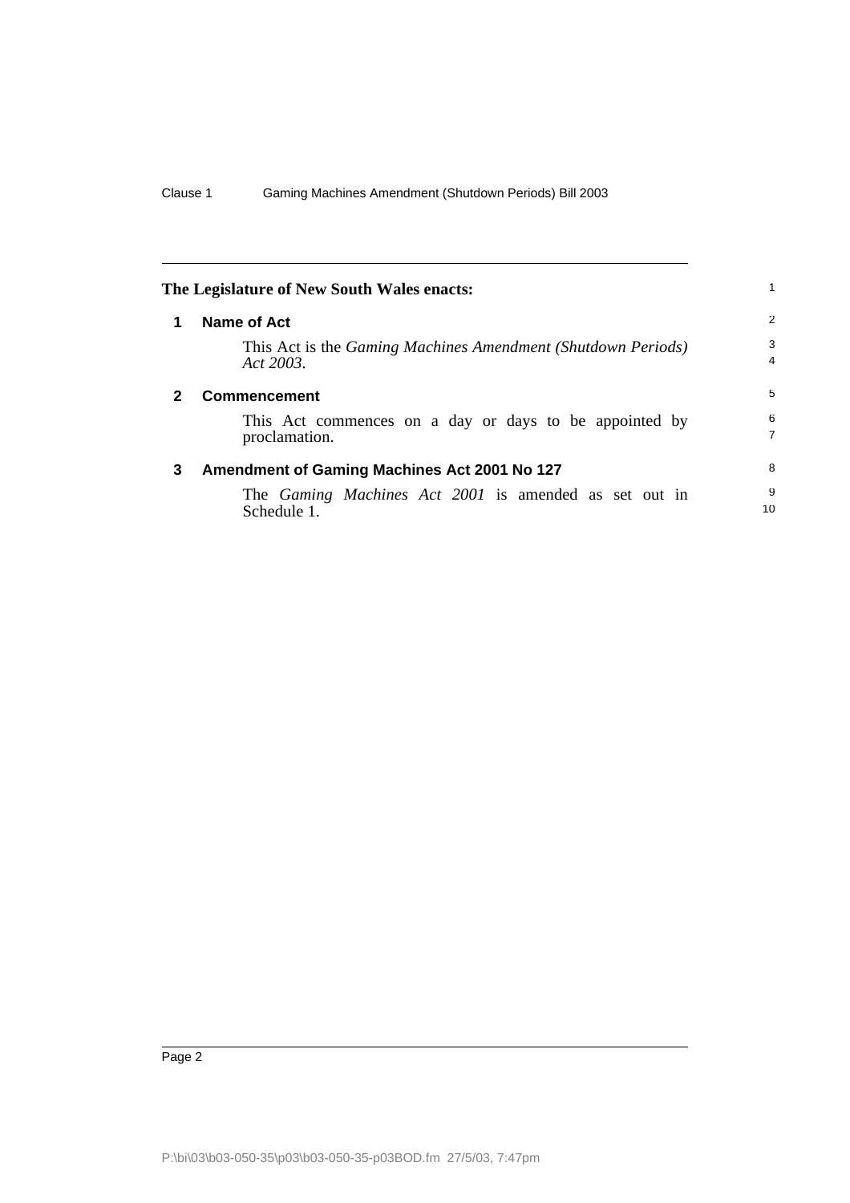The Legislature of New South Wales enacts:

## 1 Name of Act

This Act is the *Gaming Machines Amendment (Shutdown Periods) Act 2003*.

## 2 Commencement

This Act commences on a day or days to be appointed by proclamation.

## 3 Amendment of Gaming Machines Act 2001 No 127

The *Gaming Machines Act 2001* is amended as set out in Schedule 1.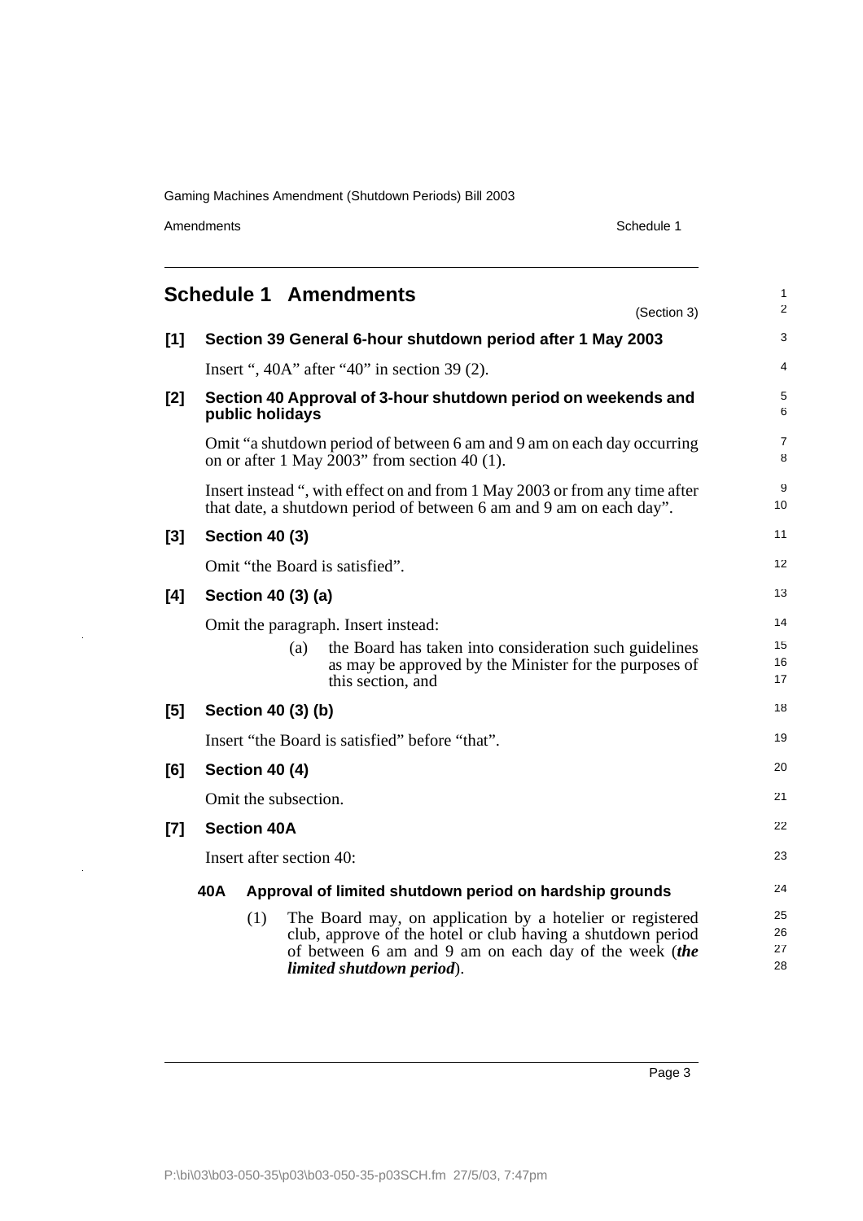# Schedule 1 Amendments

(Section 3)

**[1] Section 39 General 6-hour shutdown period after 1 May 2003**

Insert ", 40A" after "40" in section 39 (2).

**[2] Section 40 Approval of 3-hour shutdown period on weekends and public holidays**

Omit "a shutdown period of between 6 am and 9 am on each day occurring on or after 1 May 2003" from section 40 (1).

Insert instead ", with effect on and from 1 May 2003 or from any time after that date, a shutdown period of between 6 am and 9 am on each day".

**[3] Section 40 (3)**

Omit "the Board is satisfied".

**[4] Section 40 (3) (a)**

Omit the paragraph. Insert instead:

> (a) the Board has taken into consideration such guidelines as may be approved by the Minister for the purposes of this section, and

**[5] Section 40 (3) (b)**

Insert "the Board is satisfied" before "that".

**[6] Section 40 (4)**

Omit the subsection.

**[7] Section 40A**

Insert after section 40:

> **40A Approval of limited shutdown period on hardship grounds**
>
> (1) The Board may, on application by a hotelier or registered club, approve of the hotel or club having a shutdown period of between 6 am and 9 am on each day of the week (***the limited shutdown period***).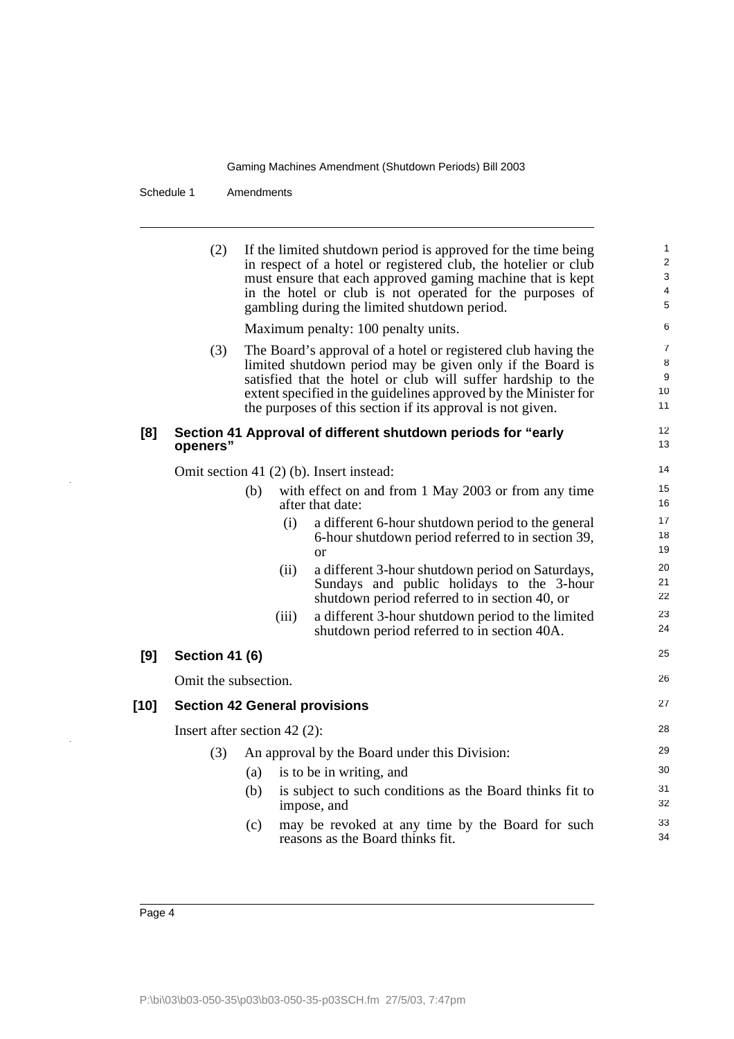(2) If the limited shutdown period is approved for the time being in respect of a hotel or registered club, the hotelier or club must ensure that each approved gaming machine that is kept in the hotel or club is not operated for the purposes of gambling during the limited shutdown period.

Maximum penalty: 100 penalty units.

(3) The Board's approval of a hotel or registered club having the limited shutdown period may be given only if the Board is satisfied that the hotel or club will suffer hardship to the extent specified in the guidelines approved by the Minister for the purposes of this section if its approval is not given.

### [8] Section 41 Approval of different shutdown periods for "early openers"

Omit section 41 (2) (b). Insert instead:

(b) with effect on and from 1 May 2003 or from any time after that date:

(i) a different 6-hour shutdown period to the general 6-hour shutdown period referred to in section 39, or

(ii) a different 3-hour shutdown period on Saturdays, Sundays and public holidays to the 3-hour shutdown period referred to in section 40, or

(iii) a different 3-hour shutdown period to the limited shutdown period referred to in section 40A.

### [9] Section 41 (6)

Omit the subsection.

### [10] Section 42 General provisions

Insert after section 42 (2):

(3) An approval by the Board under this Division:

(a) is to be in writing, and

(b) is subject to such conditions as the Board thinks fit to impose, and

(c) may be revoked at any time by the Board for such reasons as the Board thinks fit.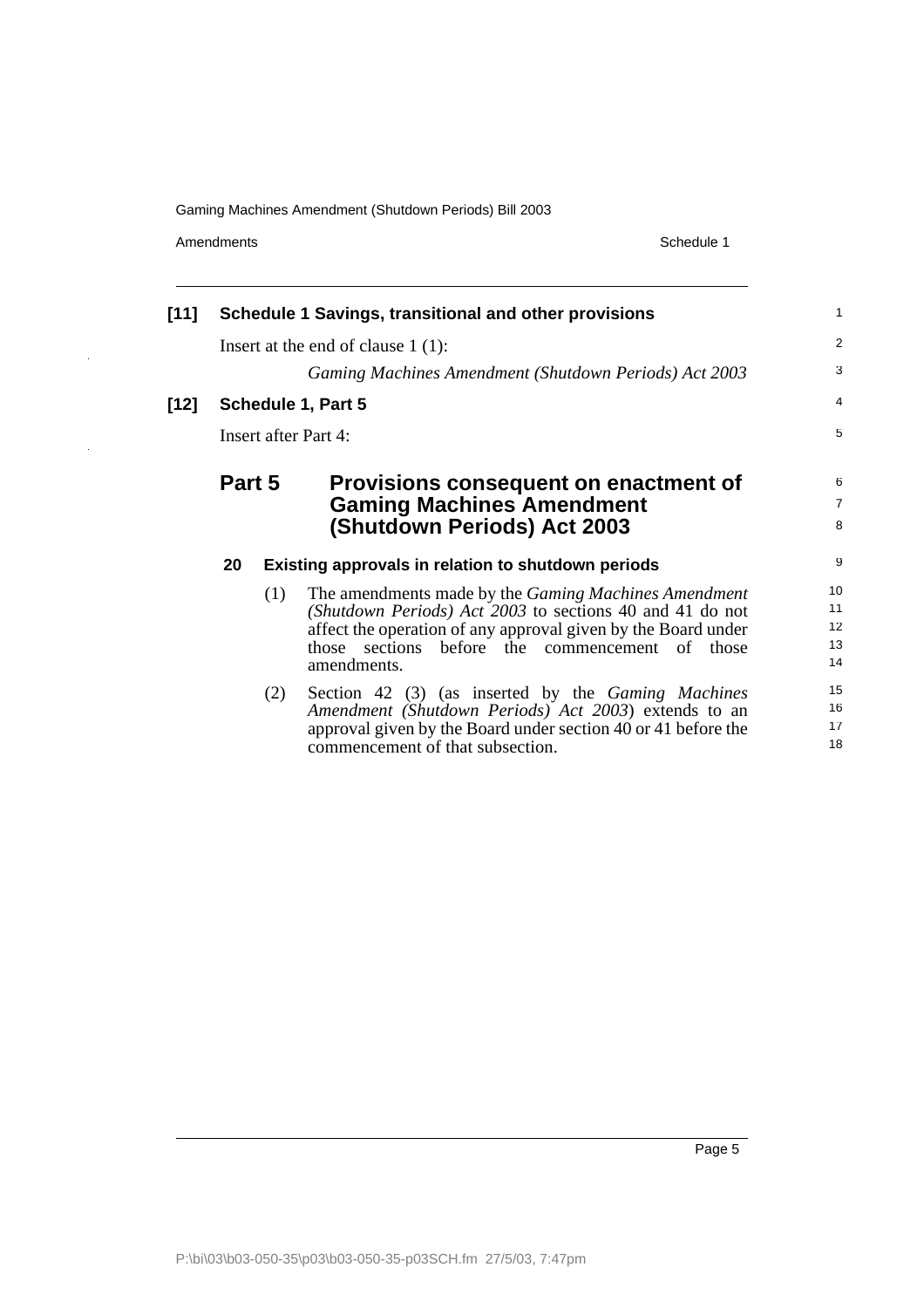**[11] Schedule 1 Savings, transitional and other provisions**

Insert at the end of clause 1 (1):

*Gaming Machines Amendment (Shutdown Periods) Act 2003*

**[12] Schedule 1, Part 5**

Insert after Part 4:

## Part 5 Provisions consequent on enactment of Gaming Machines Amendment (Shutdown Periods) Act 2003

### 20 Existing approvals in relation to shutdown periods

(1) The amendments made by the *Gaming Machines Amendment (Shutdown Periods) Act 2003* to sections 40 and 41 do not affect the operation of any approval given by the Board under those sections before the commencement of those amendments.

(2) Section 42 (3) (as inserted by the *Gaming Machines Amendment (Shutdown Periods) Act 2003*) extends to an approval given by the Board under section 40 or 41 before the commencement of that subsection.